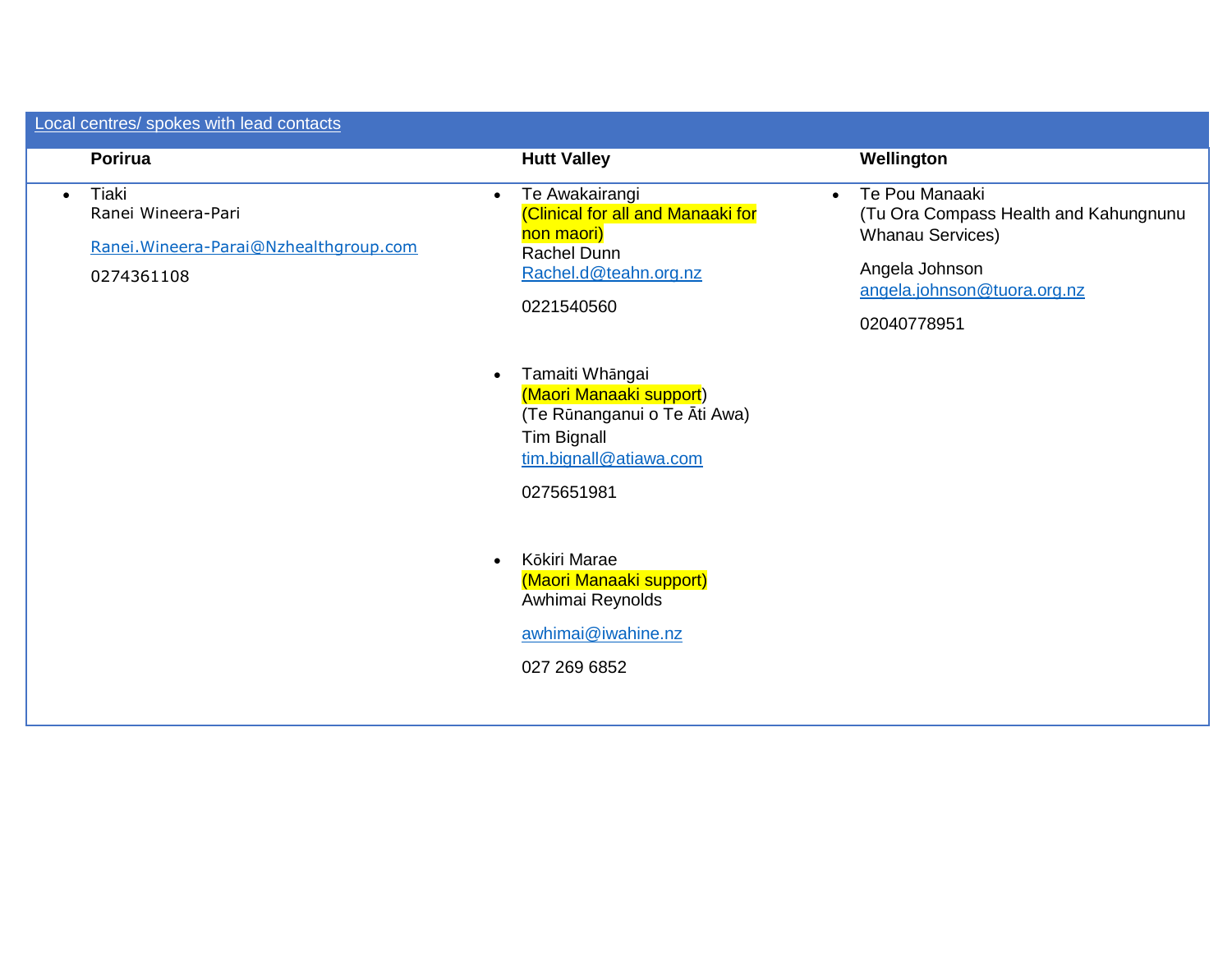| Local centres/ spokes with lead contacts | | |
|---|---|---|
| **Porirua** | **Hutt Valley** | **Wellington** |
| • Tiaki<br>Ranei Wineera-Pari<br><br>Ranei.Wineera-Parai@Nzhealthgroup.com<br><br>0274361108 | • Te Awakairangi<br>(Clinical for all and Manaaki for non maori)<br>Rachel Dunn<br>Rachel.d@teahn.org.nz<br><br>0221540560<br><br>• Tamaiti Whāngai<br>(Maori Manaaki support)<br>(Te Rūnanganui o Te Āti Awa)<br>Tim Bignall<br>tim.bignall@atiawa.com<br><br>0275651981<br><br>• Kōkiri Marae<br>(Maori Manaaki support)<br>Awhimai Reynolds<br><br>awhimai@iwahine.nz<br><br>027 269 6852 | • Te Pou Manaaki<br>(Tu Ora Compass Health and Kahungnunu Whanau Services)<br><br>Angela Johnson<br>angela.johnson@tuora.org.nz<br><br>02040778951 |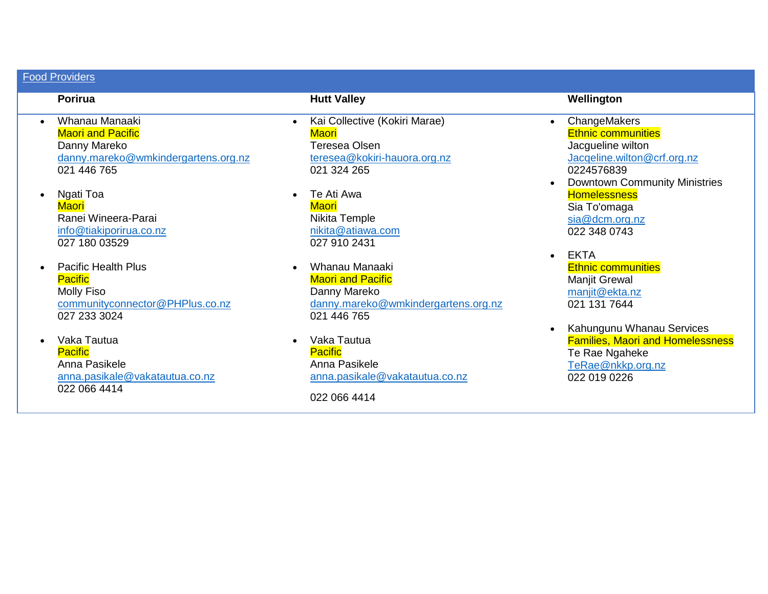| Food Providers | | |
| --- | --- | --- |
| **Porirua** | **Hutt Valley** | **Wellington** |
| • Whanau Manaaki<br>Maori and Pacific<br>Danny Mareko<br>danny.mareko@wmkindergartens.org.nz<br>021 446 765<br><br>• Ngati Toa<br>Maori<br>Ranei Wineera-Parai<br>info@tiakiporirua.co.nz<br>027 180 03529<br><br>• Pacific Health Plus<br>Pacific<br>Molly Fiso<br>communityconnector@PHPlus.co.nz<br>027 233 3024<br><br>• Vaka Tautua<br>Pacific<br>Anna Pasikele<br>anna.pasikale@vakatautua.co.nz<br>022 066 4414 | • Kai Collective (Kokiri Marae)<br>Maori<br>Teresea Olsen<br>teresea@kokiri-hauora.org.nz<br>021 324 265<br><br>• Te Ati Awa<br>Maori<br>Nikita Temple<br>nikita@atiawa.com<br>027 910 2431<br><br>• Whanau Manaaki<br>Maori and Pacific<br>Danny Mareko<br>danny.mareko@wmkindergartens.org.nz<br>021 446 765<br><br>• Vaka Tautua<br>Pacific<br>Anna Pasikele<br>anna.pasikale@vakatautua.co.nz<br><br>022 066 4414 | • ChangeMakers<br>Ethnic communities<br>Jacgueline wilton<br>Jacqeline.wilton@crf.org.nz<br>0224576839<br>• Downtown Community Ministries<br>Homelessness<br>Sia To'omaga<br>sia@dcm.org.nz<br>022 348 0743<br><br>• EKTA<br>Ethnic communities<br>Manjit Grewal<br>manjit@ekta.nz<br>021 131 7644<br><br>• Kahungunu Whanau Services<br>Families, Maori and Homelessness<br>Te Rae Ngaheke<br>TeRae@nkkp.org.nz<br>022 019 0226 |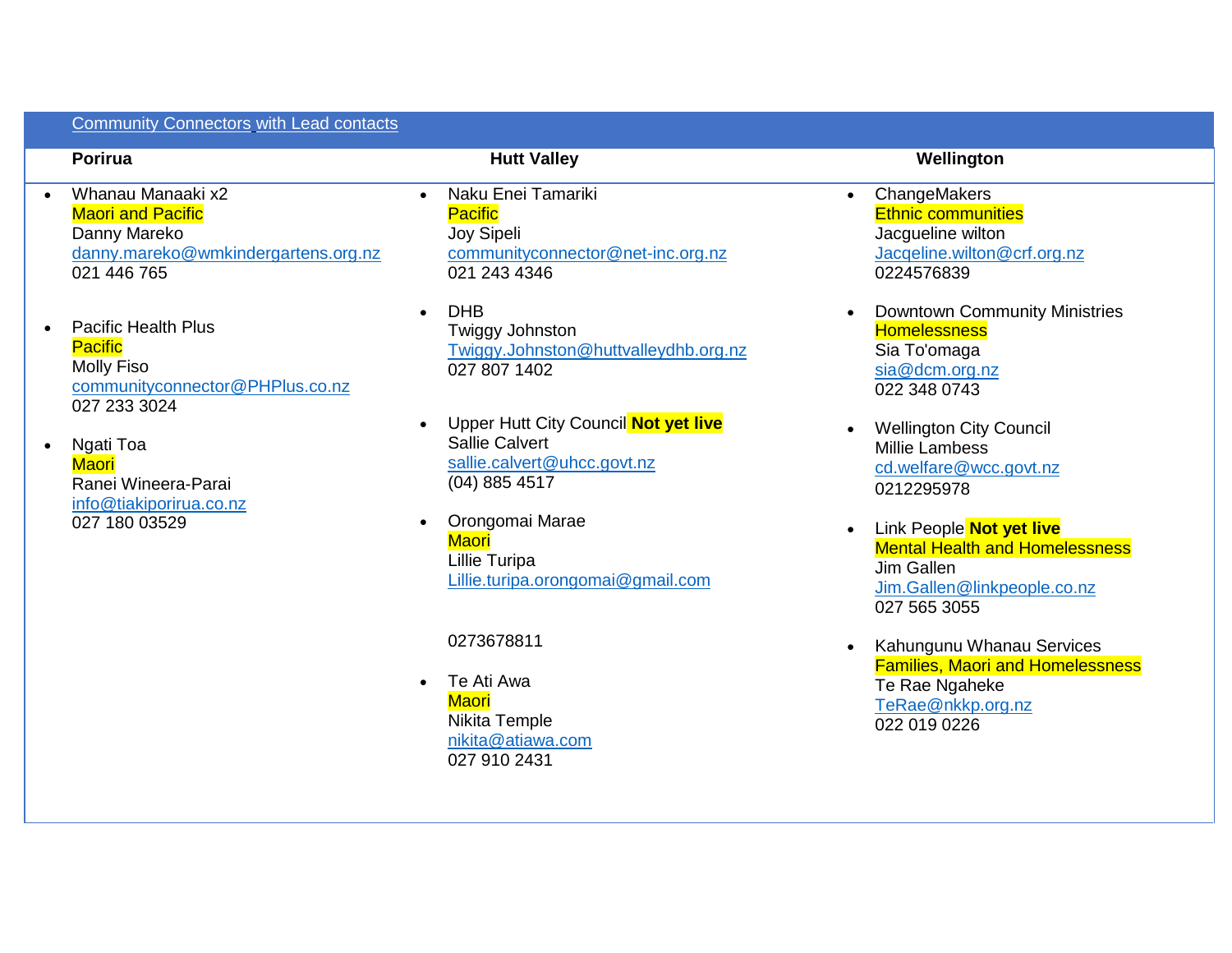## Community Connectors with Lead contacts

| Porirua | Hutt Valley | Wellington |
|---|---|---|
| <ul><li>Whanau Manaaki x2<br>Maori and Pacific<br>Danny Mareko<br>danny.mareko@wmkindergartens.org.nz<br>021 446 765</li><li>Pacific Health Plus<br>Pacific<br>Molly Fiso<br>communityconnector@PHPlus.co.nz<br>027 233 3024</li><li>Ngati Toa<br>Maori<br>Ranei Wineera-Parai<br>info@tiakiporirua.co.nz<br>027 180 03529</li></ul> | <ul><li>Naku Enei Tamariki<br>Pacific<br>Joy Sipeli<br>communityconnector@net-inc.org.nz<br>021 243 4346</li><li>DHB<br>Twiggy Johnston<br>Twiggy.Johnston@huttvalleydhb.org.nz<br>027 807 1402</li><li>Upper Hutt City Council **Not yet live**<br>Sallie Calvert<br>sallie.calvert@uhcc.govt.nz<br>(04) 885 4517</li><li>Orongomai Marae<br>Maori<br>Lillie Turipa<br>Lillie.turipa.orongomai@gmail.com<br><br>0273678811</li><li>Te Ati Awa<br>Maori<br>Nikita Temple<br>nikita@atiawa.com<br>027 910 2431</li></ul> | <ul><li>ChangeMakers<br>Ethnic communities<br>Jacgueline wilton<br>Jacqeline.wilton@crf.org.nz<br>0224576839</li><li>Downtown Community Ministries<br>Homelessness<br>Sia To'omaga<br>sia@dcm.org.nz<br>022 348 0743</li><li>Wellington City Council<br>Millie Lambess<br>cd.welfare@wcc.govt.nz<br>0212295978</li><li>Link People **Not yet live**<br>Mental Health and Homelessness<br>Jim Gallen<br>Jim.Gallen@linkpeople.co.nz<br>027 565 3055</li><li>Kahungunu Whanau Services<br>Families, Maori and Homelessness<br>Te Rae Ngaheke<br>TeRae@nkkp.org.nz<br>022 019 0226</li></ul> |